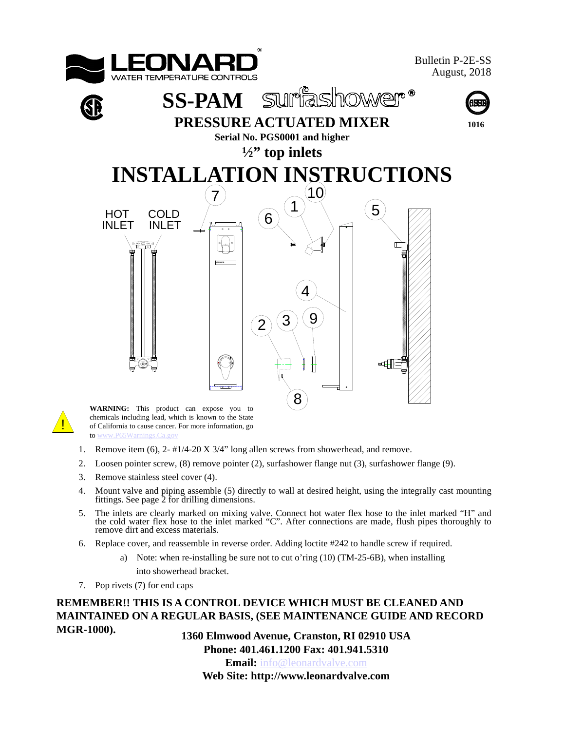LEONARD®
WATER TEMPERATURE CONTROLS

Bulletin P-2E-SS
August, 2018

# SS-PAM surfashower®

## PRESSURE ACTUATED MIXER

**Serial No. PGS0001 and higher**

**½" top inlets**

# INSTALLATION INSTRUCTIONS

1016

HOT INLET
COLD INLET

7 10 1 6 5 4 2 3 9 8

**WARNING:** This product can expose you to chemicals including lead, which is known to the State of California to cause cancer. For more information, go to www.P65Warnings.Ca.gov

1. Remove item (6), 2- #1/4-20 X 3/4" long allen screws from showerhead, and remove.
2. Loosen pointer screw, (8) remove pointer (2), surfashower flange nut (3), surfashower flange (9).
3. Remove stainless steel cover (4).
4. Mount valve and piping assemble (5) directly to wall at desired height, using the integrally cast mounting fittings. See page 2 for drilling dimensions.
5. The inlets are clearly marked on mixing valve. Connect hot water flex hose to the inlet marked "H" and the cold water flex hose to the inlet marked "C". After connections are made, flush pipes thoroughly to remove dirt and excess materials.
6. Replace cover, and reassemble in reverse order. Adding loctite #242 to handle screw if required.
   a) Note: when re-installing be sure not to cut o'ring (10) (TM-25-6B), when installing into showerhead bracket.
7. Pop rivets (7) for end caps

**REMEMBER!! THIS IS A CONTROL DEVICE WHICH MUST BE CLEANED AND MAINTAINED ON A REGULAR BASIS, (SEE MAINTENANCE GUIDE AND RECORD MGR-1000).**

**1360 Elmwood Avenue, Cranston, RI 02910 USA**
**Phone: 401.461.1200 Fax: 401.941.5310**
**Email:** info@leonardvalve.com
**Web Site: http://www.leonardvalve.com**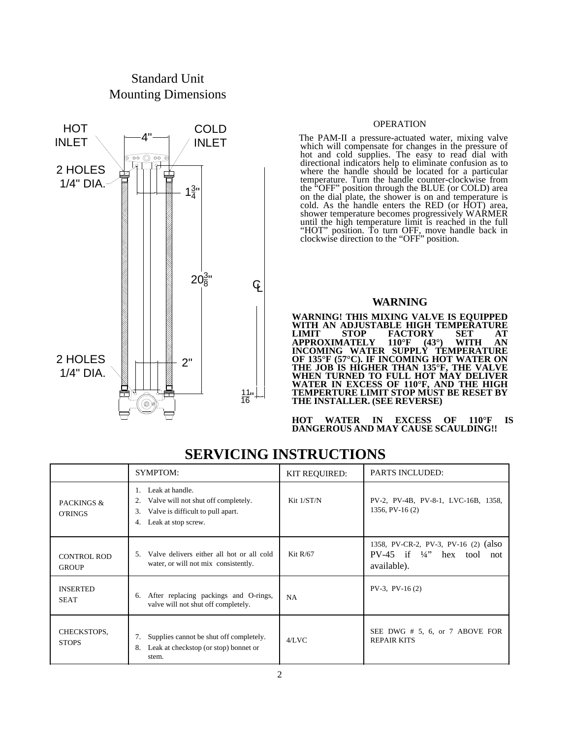## Standard Unit Mounting Dimensions

HOT INLET

COLD INLET

4"

2 HOLES 1/4" DIA.

$1\frac{3}{4}$"

$20\frac{3}{8}$"

CL

2 HOLES 1/4" DIA.

2"

$\frac{11}{16}$"

### OPERATION

The PAM-II a pressure-actuated water, mixing valve which will compensate for changes in the pressure of hot and cold supplies. The easy to read dial with directional indicators help to eliminate confusion as to where the handle should be located for a particular temperature. Turn the handle counter-clockwise from the "OFF" position through the BLUE (or COLD) area on the dial plate, the shower is on and temperature is cold. As the handle enters the RED (or HOT) area, shower temperature becomes progressively WARMER until the high temperature limit is reached in the full "HOT" position. To turn OFF, move handle back in clockwise direction to the "OFF" position.

### WARNING

**WARNING! THIS MIXING VALVE IS EQUIPPED WITH AN ADJUSTABLE HIGH TEMPERATURE LIMIT STOP FACTORY SET AT APPROXIMATELY 110°F (43°) WITH AN INCOMING WATER SUPPLY TEMPERATURE OF 135°F (57°C). IF INCOMING HOT WATER ON THE JOB IS HIGHER THAN 135°F, THE VALVE WHEN TURNED TO FULL HOT MAY DELIVER WATER IN EXCESS OF 110°F, AND THE HIGH TEMPERTURE LIMIT STOP MUST BE RESET BY THE INSTALLER. (SEE REVERSE)**

**HOT WATER IN EXCESS OF 110°F IS DANGEROUS AND MAY CAUSE SCAULDING!!**

## SERVICING INSTRUCTIONS

| | SYMPTOM: | KIT REQUIRED: | PARTS INCLUDED: |
|---|---|---|---|
| PACKINGS & O'RINGS | 1. Leak at handle.<br>2. Valve will not shut off completely.<br>3. Valve is difficult to pull apart.<br>4. Leak at stop screw. | Kit 1/ST/N | PV-2, PV-4B, PV-8-1, LVC-16B, 1358, 1356, PV-16 (2) |
| CONTROL ROD GROUP | 5. Valve delivers either all hot or all cold water, or will not mix consistently. | Kit R/67 | 1358, PV-CR-2, PV-3, PV-16 (2) (also PV-45 if ¼" hex tool not available). |
| INSERTED SEAT | 6. After replacing packings and O-rings, valve will not shut off completely. | NA | PV-3, PV-16 (2) |
| CHECKSTOPS, STOPS | 7. Supplies cannot be shut off completely.<br>8. Leak at checkstop (or stop) bonnet or stem. | 4/LVC | SEE DWG # 5, 6, or 7 ABOVE FOR REPAIR KITS |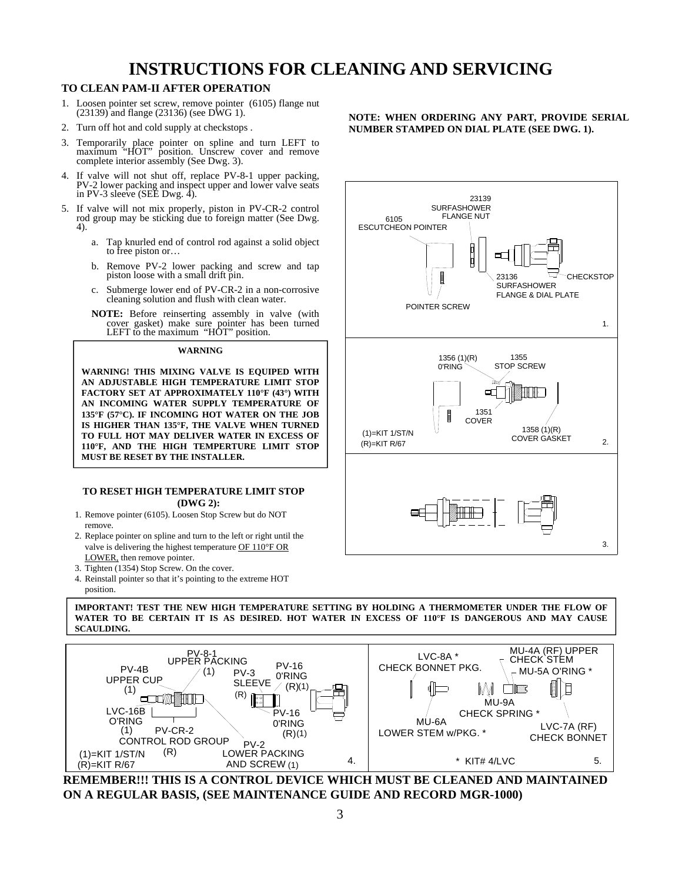# INSTRUCTIONS FOR CLEANING AND SERVICING

## TO CLEAN PAM-II AFTER OPERATION

1. Loosen pointer set screw, remove pointer (6105) flange nut (23139) and flange (23136) (see DWG 1).
2. Turn off hot and cold supply at checkstops .
3. Temporarily place pointer on spline and turn LEFT to maximum "HOT" position. Unscrew cover and remove complete interior assembly (See Dwg. 3).
4. If valve will not shut off, replace PV-8-1 upper packing, PV-2 lower packing and inspect upper and lower valve seats in PV-3 sleeve (SEE Dwg. 4).
5. If valve will not mix properly, piston in PV-CR-2 control rod group may be sticking due to foreign matter (See Dwg. 4).
   a. Tap knurled end of control rod against a solid object to free piston or…
   b. Remove PV-2 lower packing and screw and tap piston loose with a small drift pin.
   c. Submerge lower end of PV-CR-2 in a non-corrosive cleaning solution and flush with clean water.

   **NOTE:** Before reinserting assembly in valve (with cover gasket) make sure pointer has been turned LEFT to the maximum "HOT" position.

**WARNING**

**WARNING! THIS MIXING VALVE IS EQUIPED WITH AN ADJUSTABLE HIGH TEMPERATURE LIMIT STOP FACTORY SET AT APPROXIMATELY 110°F (43°) WITH AN INCOMING WATER SUPPLY TEMPERATURE OF 135°F (57°C). IF INCOMING HOT WATER ON THE JOB IS HIGHER THAN 135°F, THE VALVE WHEN TURNED TO FULL HOT MAY DELIVER WATER IN EXCESS OF 110°F, AND THE HIGH TEMPERTURE LIMIT STOP MUST BE RESET BY THE INSTALLER.**

### TO RESET HIGH TEMPERATURE LIMIT STOP (DWG 2):

1. Remove pointer (6105). Loosen Stop Screw but do NOT remove.
2. Replace pointer on spline and turn to the left or right until the valve is delivering the highest temperature OF 110°F OR LOWER, then remove pointer.
3. Tighten (1354) Stop Screw. On the cover.
4. Reinstall pointer so that it's pointing to the extreme HOT position.

**NOTE: WHEN ORDERING ANY PART, PROVIDE SERIAL NUMBER STAMPED ON DIAL PLATE (SEE DWG. 1).**

23139
SURFASHOWER
FLANGE NUT
6105
ESCUTCHEON POINTER
23136
SURFASHOWER
FLANGE & DIAL PLATE
CHECKSTOP
POINTER SCREW
1.

1356 (1)(R)
0'RING
1355
STOP SCREW
1351
COVER
1358 (1)(R)
COVER GASKET
(1)=KIT 1/ST/N
(R)=KIT R/67
2.

3.

**IMPORTANT! TEST THE NEW HIGH TEMPERATURE SETTING BY HOLDING A THERMOMETER UNDER THE FLOW OF WATER TO BE CERTAIN IT IS AS DESIRED. HOT WATER IN EXCESS OF 110°F IS DANGEROUS AND MAY CAUSE SCAULDING.**

PV-8-1
UPPER PACKING (1)
PV-4B
UPPER CUP (1)
PV-3
SLEEVE (R)
PV-16
0'RING (R)(1)
LVC-16B
O'RING (1)
PV-CR-2
CONTROL ROD GROUP (R)
PV-16
0'RING (R)(1)
PV-2
LOWER PACKING AND SCREW (1)
(1)=KIT 1/ST/N
(R)=KIT R/67
4.

LVC-8A *
CHECK BONNET PKG.
MU-4A (RF) UPPER CHECK STEM
MU-5A O'RING *
MU-9A
CHECK SPRING *
MU-6A
LOWER STEM w/PKG. *
LVC-7A (RF)
CHECK BONNET
* KIT# 4/LVC
5.

**REMEMBER!!! THIS IS A CONTROL DEVICE WHICH MUST BE CLEANED AND MAINTAINED ON A REGULAR BASIS, (SEE MAINTENANCE GUIDE AND RECORD MGR-1000)**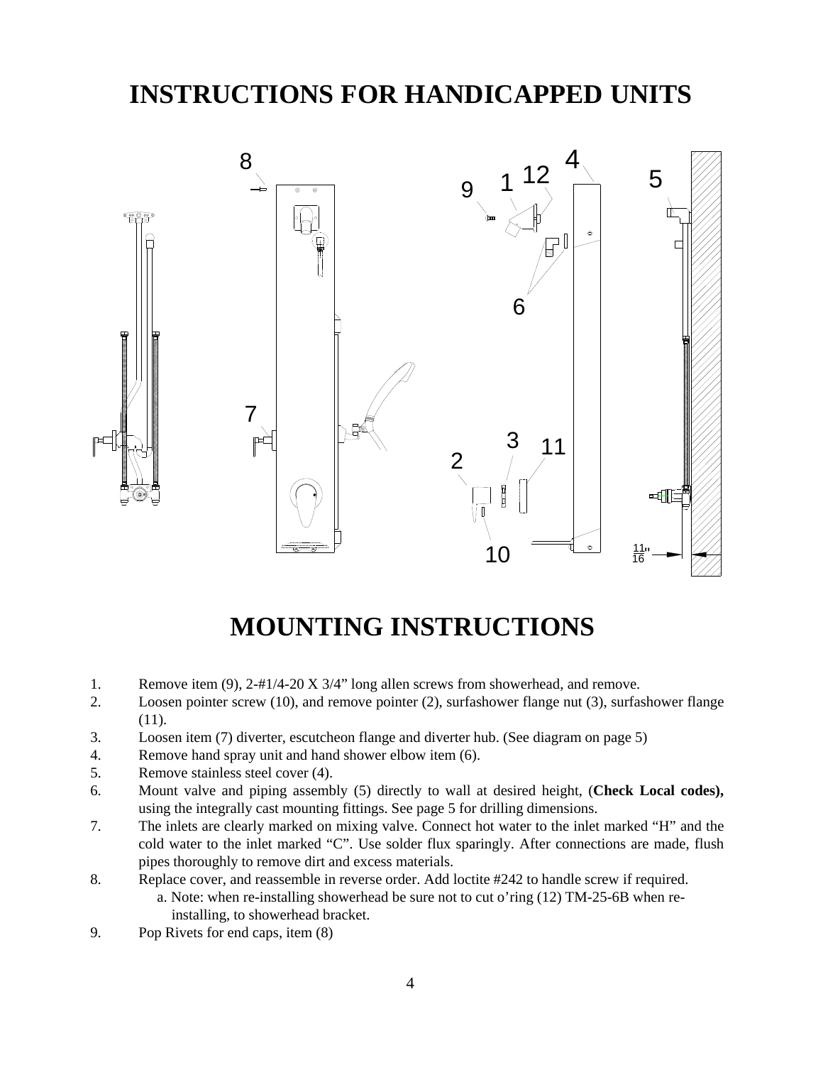# INSTRUCTIONS FOR HANDICAPPED UNITS

8

9 1 12 4

5

6

7

3 11

2

10

11/16"

# MOUNTING INSTRUCTIONS

1. Remove item (9), 2-#1/4-20 X 3/4" long allen screws from showerhead, and remove.
2. Loosen pointer screw (10), and remove pointer (2), surfashower flange nut (3), surfashower flange (11).
3. Loosen item (7) diverter, escutcheon flange and diverter hub. (See diagram on page 5)
4. Remove hand spray unit and hand shower elbow item (6).
5. Remove stainless steel cover (4).
6. Mount valve and piping assembly (5) directly to wall at desired height, (**Check Local codes),** using the integrally cast mounting fittings. See page 5 for drilling dimensions.
7. The inlets are clearly marked on mixing valve. Connect hot water to the inlet marked "H" and the cold water to the inlet marked "C". Use solder flux sparingly. After connections are made, flush pipes thoroughly to remove dirt and excess materials.
8. Replace cover, and reassemble in reverse order. Add loctite #242 to handle screw if required.
   a. Note: when re-installing showerhead be sure not to cut o'ring (12) TM-25-6B when re-installing, to showerhead bracket.
9. Pop Rivets for end caps, item (8)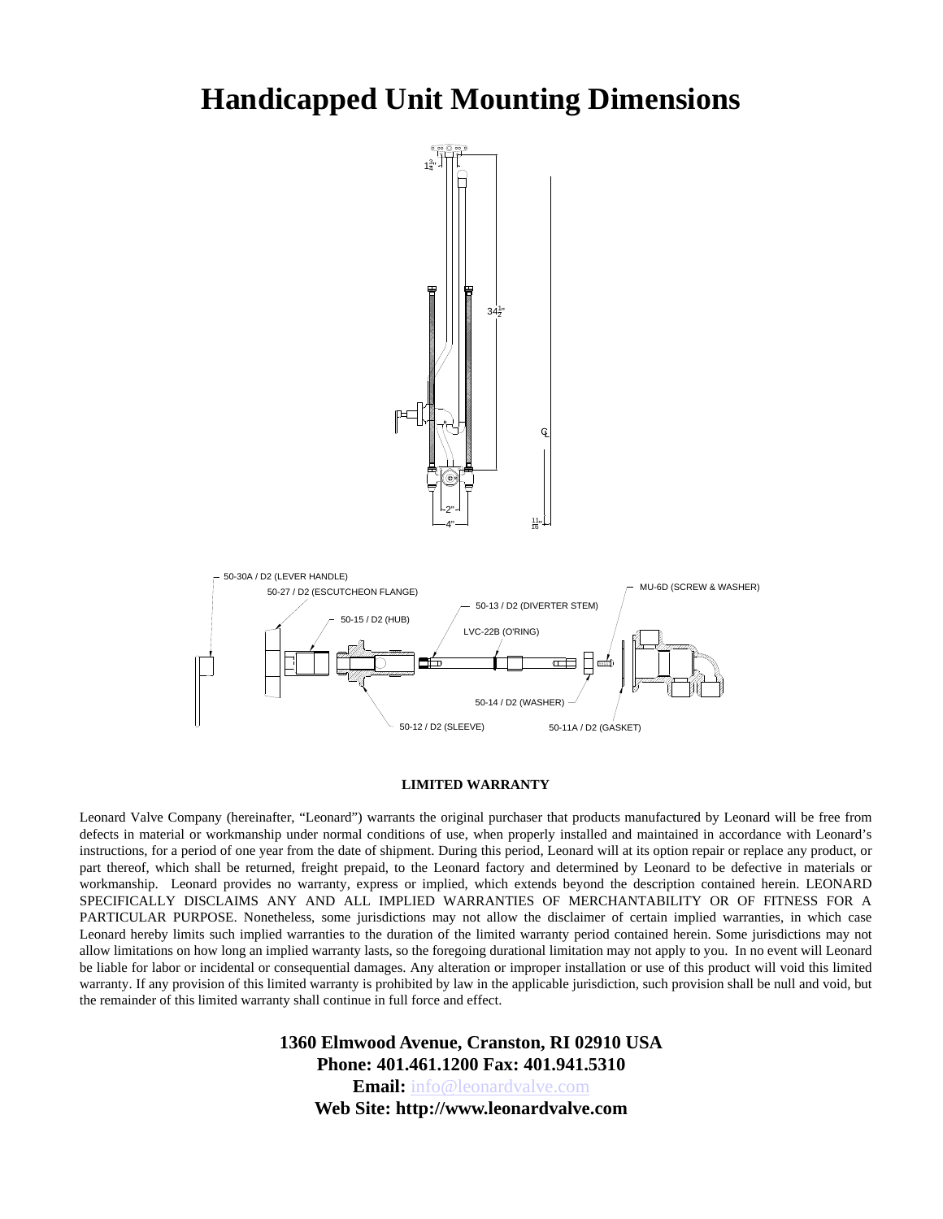# Handicapped Unit Mounting Dimensions

$1\frac{3}{4}$"

$34\frac{1}{2}$"

CL

2"

4"

$\frac{11}{16}$"

50-30A / D2 (LEVER HANDLE)

50-27 / D2 (ESCUTCHEON FLANGE)

50-15 / D2 (HUB)

50-13 / D2 (DIVERTER STEM)

LVC-22B (O'RING)

MU-6D (SCREW & WASHER)

50-14 / D2 (WASHER)

50-12 / D2 (SLEEVE)

50-11A / D2 (GASKET)

**LIMITED WARRANTY**

Leonard Valve Company (hereinafter, "Leonard") warrants the original purchaser that products manufactured by Leonard will be free from defects in material or workmanship under normal conditions of use, when properly installed and maintained in accordance with Leonard's instructions, for a period of one year from the date of shipment. During this period, Leonard will at its option repair or replace any product, or part thereof, which shall be returned, freight prepaid, to the Leonard factory and determined by Leonard to be defective in materials or workmanship. Leonard provides no warranty, express or implied, which extends beyond the description contained herein. LEONARD SPECIFICALLY DISCLAIMS ANY AND ALL IMPLIED WARRANTIES OF MERCHANTABILITY OR OF FITNESS FOR A PARTICULAR PURPOSE. Nonetheless, some jurisdictions may not allow the disclaimer of certain implied warranties, in which case Leonard hereby limits such implied warranties to the duration of the limited warranty period contained herein. Some jurisdictions may not allow limitations on how long an implied warranty lasts, so the foregoing durational limitation may not apply to you. In no event will Leonard be liable for labor or incidental or consequential damages. Any alteration or improper installation or use of this product will void this limited warranty. If any provision of this limited warranty is prohibited by law in the applicable jurisdiction, such provision shall be null and void, but the remainder of this limited warranty shall continue in full force and effect.

**1360 Elmwood Avenue, Cranston, RI 02910 USA**
**Phone: 401.461.1200 Fax: 401.941.5310**
**Email:** info@leonardvalve.com
**Web Site: http://www.leonardvalve.com**